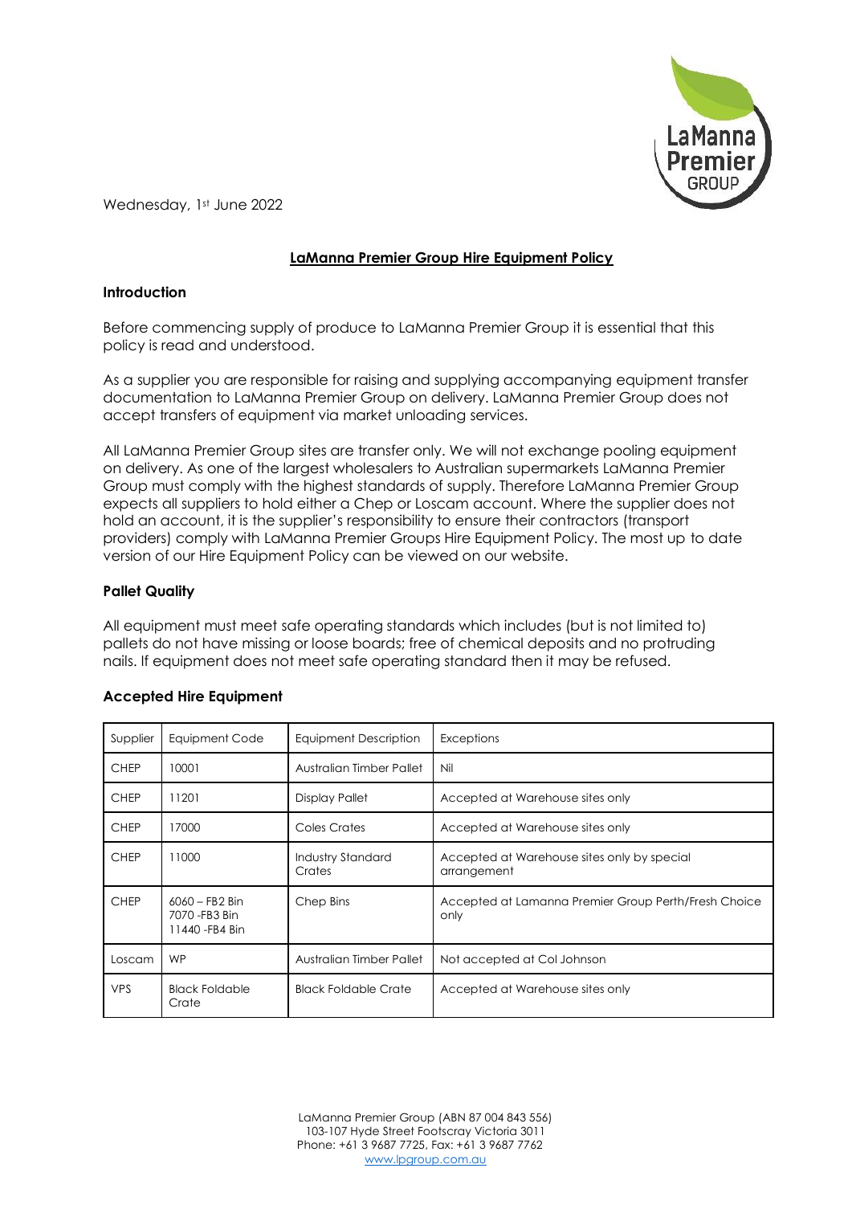Wednesday, 1st June 2022

# LaManna Premier Group Hire Equipment Policy

## Introduction

Before commencing supply of produce to LaManna Premier Group it is essential that this policy is read and understood.

As a supplier you are responsible for raising and supplying accompanying equipment transfer documentation to LaManna Premier Group on delivery. LaManna Premier Group does not accept transfers of equipment via market unloading services.

All LaManna Premier Group sites are transfer only. We will not exchange pooling equipment on delivery. As one of the largest wholesalers to Australian supermarkets LaManna Premier Group must comply with the highest standards of supply. Therefore LaManna Premier Group expects all suppliers to hold either a Chep or Loscam account. Where the supplier does not hold an account, it is the supplier's responsibility to ensure their contractors (transport providers) comply with LaManna Premier Groups Hire Equipment Policy. The most up to date version of our Hire Equipment Policy can be viewed on our website.

## Pallet Quality

All equipment must meet safe operating standards which includes (but is not limited to) pallets do not have missing or loose boards; free of chemical deposits and no protruding nails. If equipment does not meet safe operating standard then it may be refused.

## Accepted Hire Equipment

| Supplier | Equipment Code | Equipment Description | Exceptions |
|---|---|---|---|
| CHEP | 10001 | Australian Timber Pallet | Nil |
| CHEP | 11201 | Display Pallet | Accepted at Warehouse sites only |
| CHEP | 17000 | Coles Crates | Accepted at Warehouse sites only |
| CHEP | 11000 | Industry Standard Crates | Accepted at Warehouse sites only by special arrangement |
| CHEP | 6060 – FB2 Bin<br>7070 -FB3 Bin<br>11440 -FB4 Bin | Chep Bins | Accepted at Lamanna Premier Group Perth/Fresh Choice only |
| Loscam | WP | Australian Timber Pallet | Not accepted at Col Johnson |
| VPS | Black Foldable Crate | Black Foldable Crate | Accepted at Warehouse sites only |

LaManna Premier Group (ABN 87 004 843 556)
103-107 Hyde Street Footscray Victoria 3011
Phone: +61 3 9687 7725, Fax: +61 3 9687 7762
www.lpgroup.com.au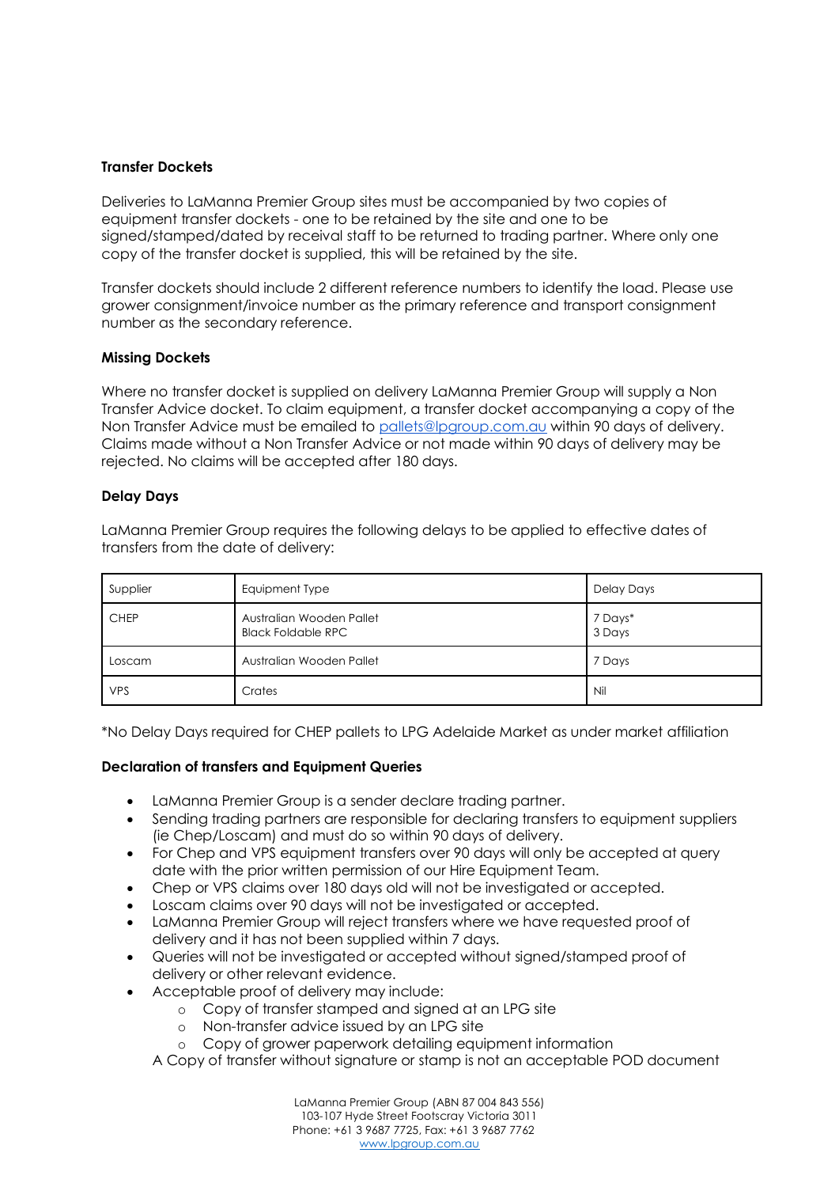**Transfer Dockets**

Deliveries to LaManna Premier Group sites must be accompanied by two copies of equipment transfer dockets - one to be retained by the site and one to be signed/stamped/dated by receival staff to be returned to trading partner. Where only one copy of the transfer docket is supplied, this will be retained by the site.

Transfer dockets should include 2 different reference numbers to identify the load. Please use grower consignment/invoice number as the primary reference and transport consignment number as the secondary reference.

**Missing Dockets**

Where no transfer docket is supplied on delivery LaManna Premier Group will supply a Non Transfer Advice docket. To claim equipment, a transfer docket accompanying a copy of the Non Transfer Advice must be emailed to pallets@lpgroup.com.au within 90 days of delivery. Claims made without a Non Transfer Advice or not made within 90 days of delivery may be rejected. No claims will be accepted after 180 days.

**Delay Days**

LaManna Premier Group requires the following delays to be applied to effective dates of transfers from the date of delivery:

| Supplier | Equipment Type | Delay Days |
|---|---|---|
| CHEP | Australian Wooden Pallet<br>Black Foldable RPC | 7 Days*<br>3 Days |
| Loscam | Australian Wooden Pallet | 7 Days |
| VPS | Crates | Nil |

*No Delay Days required for CHEP pallets to LPG Adelaide Market as under market affiliation

**Declaration of transfers and Equipment Queries**

- LaManna Premier Group is a sender declare trading partner.
- Sending trading partners are responsible for declaring transfers to equipment suppliers (ie Chep/Loscam) and must do so within 90 days of delivery.
- For Chep and VPS equipment transfers over 90 days will only be accepted at query date with the prior written permission of our Hire Equipment Team.
- Chep or VPS claims over 180 days old will not be investigated or accepted.
- Loscam claims over 90 days will not be investigated or accepted.
- LaManna Premier Group will reject transfers where we have requested proof of delivery and it has not been supplied within 7 days.
- Queries will not be investigated or accepted without signed/stamped proof of delivery or other relevant evidence.
- Acceptable proof of delivery may include:
  - Copy of transfer stamped and signed at an LPG site
  - Non-transfer advice issued by an LPG site
  - Copy of grower paperwork detailing equipment information

  A Copy of transfer without signature or stamp is not an acceptable POD document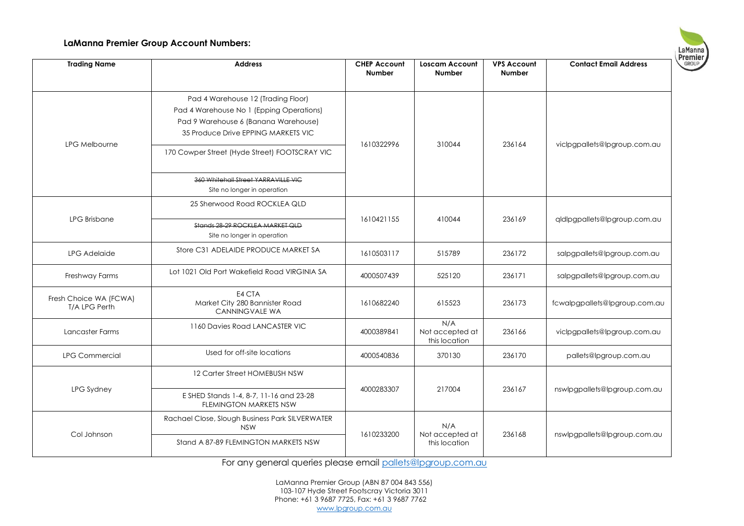**LaManna Premier Group Account Numbers:**

| Trading Name | Address | CHEP Account Number | Loscam Account Number | VPS Account Number | Contact Email Address |
|---|---|---|---|---|---|
| LPG Melbourne | Pad 4 Warehouse 12 (Trading Floor)<br>Pad 4 Warehouse No 1 (Epping Operations)<br>Pad 9 Warehouse 6 (Banana Warehouse)<br>35 Produce Drive EPPING MARKETS VIC<br>170 Cowper Street (Hyde Street) FOOTSCRAY VIC<br>~~360 Whitehall Street YARRAVILLE VIC~~<br>Site no longer in operation | 1610322996 | 310044 | 236164 | viclpgpallets@lpgroup.com.au |
| LPG Brisbane | 25 Sherwood Road ROCKLEA QLD<br>~~Stands 28-29 ROCKLEA MARKET QLD~~<br>Site no longer in operation | 1610421155 | 410044 | 236169 | qldlpgpallets@lpgroup.com.au |
| LPG Adelaide | Store C31 ADELAIDE PRODUCE MARKET SA | 1610503117 | 515789 | 236172 | salpgpallets@lpgroup.com.au |
| Freshway Farms | Lot 1021 Old Port Wakefield Road VIRGINIA SA | 4000507439 | 525120 | 236171 | salpgpallets@lpgroup.com.au |
| Fresh Choice WA (FCWA) T/A LPG Perth | E4 CTA<br>Market City 280 Bannister Road<br>CANNINGVALE WA | 1610682240 | 615523 | 236173 | fcwalpgpallets@lpgroup.com.au |
| Lancaster Farms | 1160 Davies Road LANCASTER VIC | 4000389841 | N/A<br>Not accepted at this location | 236166 | viclpgpallets@lpgroup.com.au |
| LPG Commercial | Used for off-site locations | 4000540836 | 370130 | 236170 | pallets@lpgroup.com.au |
| LPG Sydney | 12 Carter Street HOMEBUSH NSW<br>E SHED Stands 1-4, 8-7, 11-16 and 23-28 FLEMINGTON MARKETS NSW | 4000283307 | 217004 | 236167 | nswlpgpallets@lpgroup.com.au |
| Col Johnson | Rachael Close, Slough Business Park SILVERWATER NSW<br>Stand A 87-89 FLEMINGTON MARKETS NSW | 1610233200 | N/A<br>Not accepted at this location | 236168 | nswlpgpallets@lpgroup.com.au |

For any general queries please email pallets@lpgroup.com.au

LaManna Premier Group (ABN 87 004 843 556)
103-107 Hyde Street Footscray Victoria 3011
Phone: +61 3 9687 7725, Fax: +61 3 9687 7762
www.lpgroup.com.au